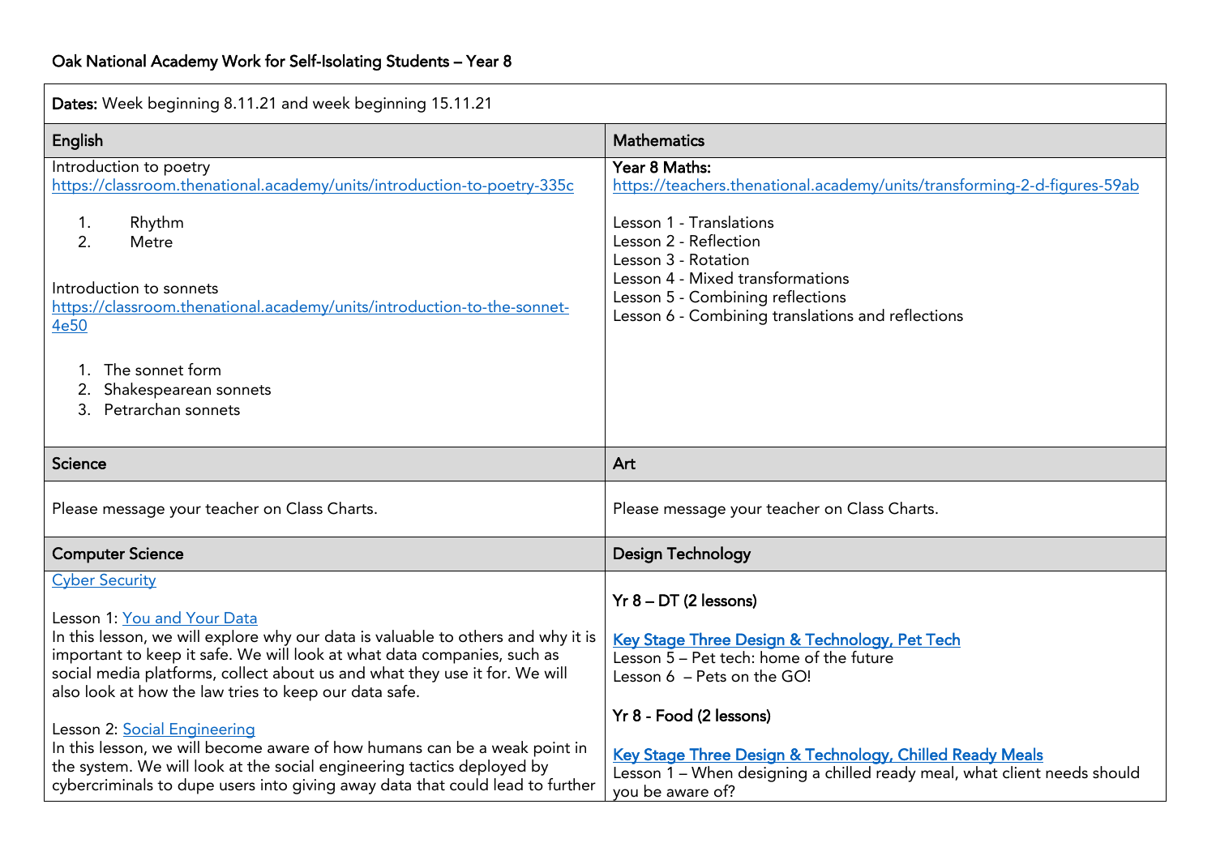Oak National Academy Work for Self-Isolating Students – Year 8

| Dates: Week beginning 8.11.21 and week beginning 15.11.21 | |
|---|---|
| **English** | **Mathematics** |
| Introduction to poetry<br>https://classroom.thenational.academy/units/introduction-to-poetry-335c<br><br>1. Rhythm<br>2. Metre<br><br>Introduction to sonnets<br>https://classroom.thenational.academy/units/introduction-to-the-sonnet-4e50<br><br>1. The sonnet form<br>2. Shakespearean sonnets<br>3. Petrarchan sonnets | Year 8 Maths:<br>https://teachers.thenational.academy/units/transforming-2-d-figures-59ab<br><br>Lesson 1 - Translations<br>Lesson 2 - Reflection<br>Lesson 3 - Rotation<br>Lesson 4 - Mixed transformations<br>Lesson 5 - Combining reflections<br>Lesson 6 - Combining translations and reflections |
| **Science** | **Art** |
| Please message your teacher on Class Charts. | Please message your teacher on Class Charts. |
| **Computer Science** | **Design Technology** |
| Cyber Security<br><br>Lesson 1: You and Your Data<br>In this lesson, we will explore why our data is valuable to others and why it is important to keep it safe. We will look at what data companies, such as social media platforms, collect about us and what they use it for. We will also look at how the law tries to keep our data safe.<br><br>Lesson 2: Social Engineering<br>In this lesson, we will become aware of how humans can be a weak point in the system. We will look at the social engineering tactics deployed by cybercriminals to dupe users into giving away data that could lead to further | Yr 8 – DT (2 lessons)<br><br>Key Stage Three Design & Technology, Pet Tech<br>Lesson 5 – Pet tech: home of the future<br>Lesson 6 – Pets on the GO!<br><br>Yr 8 - Food (2 lessons)<br><br>Key Stage Three Design & Technology, Chilled Ready Meals<br>Lesson 1 – When designing a chilled ready meal, what client needs should you be aware of? |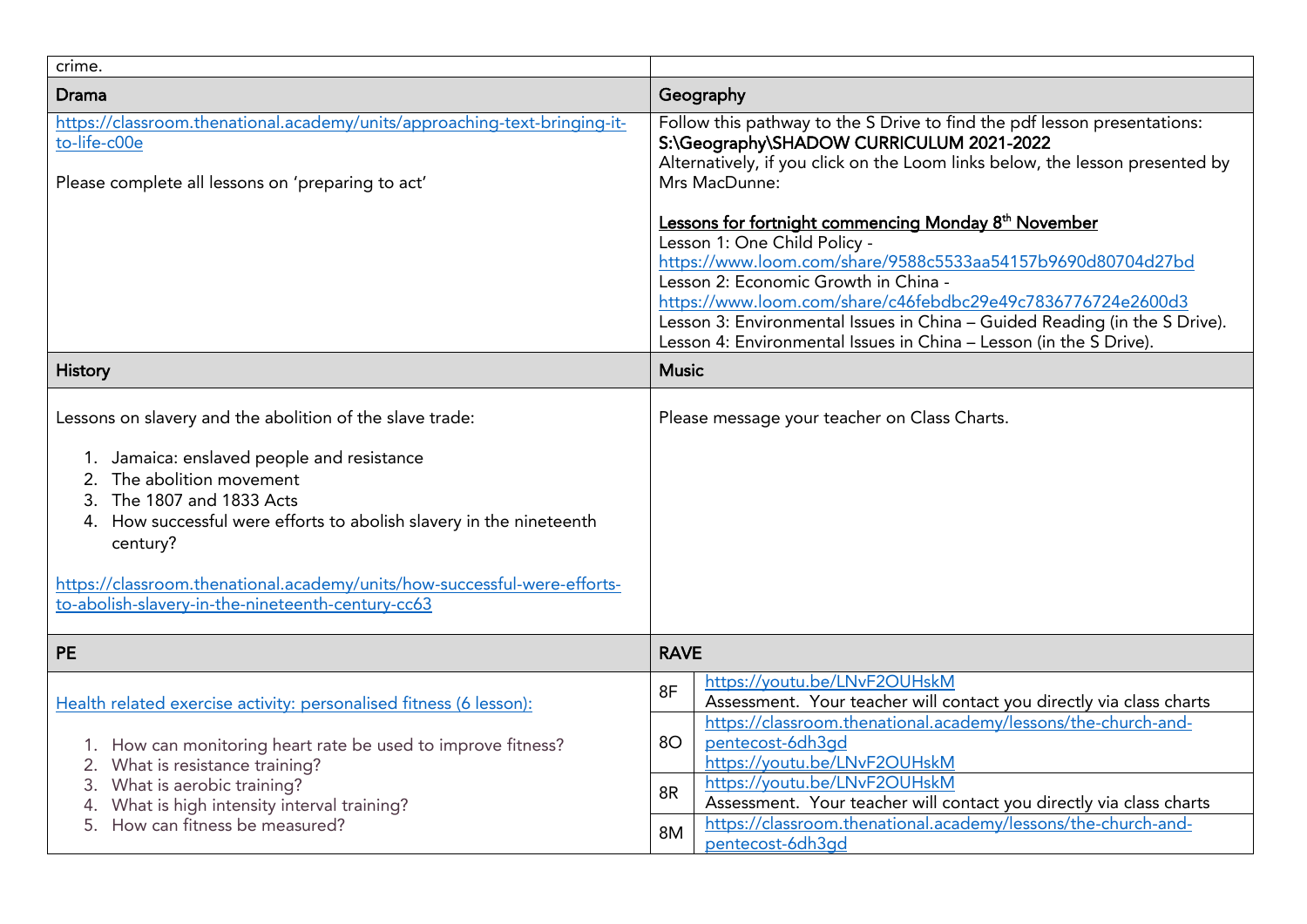| crime. | |
|---|---|
| **Drama** | **Geography** |
| https://classroom.thenational.academy/units/approaching-text-bringing-it-to-life-c00e<br><br>Please complete all lessons on 'preparing to act' | Follow this pathway to the S Drive to find the pdf lesson presentations:<br>**S:\Geography\SHADOW CURRICULUM 2021-2022**<br>Alternatively, if you click on the Loom links below, the lesson presented by Mrs MacDunne:<br><br>**Lessons for fortnight commencing Monday 8th November**<br>Lesson 1: One Child Policy - https://www.loom.com/share/9588c5533aa54157b9690d80704d27bd<br>Lesson 2: Economic Growth in China - https://www.loom.com/share/c46febdbc29e49c7836776724e2600d3<br>Lesson 3: Environmental Issues in China – Guided Reading (in the S Drive).<br>Lesson 4: Environmental Issues in China – Lesson (in the S Drive). |
| **History** | **Music** |
| Lessons on slavery and the abolition of the slave trade:<br><br>1. Jamaica: enslaved people and resistance<br>2. The abolition movement<br>3. The 1807 and 1833 Acts<br>4. How successful were efforts to abolish slavery in the nineteenth century?<br><br>https://classroom.thenational.academy/units/how-successful-were-efforts-to-abolish-slavery-in-the-nineteenth-century-cc63 | Please message your teacher on Class Charts. |
| **PE** | **RAVE** |
| Health related exercise activity: personalised fitness (6 lesson):<br><br>1. How can monitoring heart rate be used to improve fitness?<br>2. What is resistance training?<br>3. What is aerobic training?<br>4. What is high intensity interval training?<br>5. How can fitness be measured? | 8F: https://youtu.be/LNvF2OUHskM<br>Assessment. Your teacher will contact you directly via class charts<br><br>8O: https://classroom.thenational.academy/lessons/the-church-and-pentecost-6dh3gd<br>https://youtu.be/LNvF2OUHskM<br><br>8R: https://youtu.be/LNvF2OUHskM<br>Assessment. Your teacher will contact you directly via class charts<br><br>8M: https://classroom.thenational.academy/lessons/the-church-and-pentecost-6dh3gd |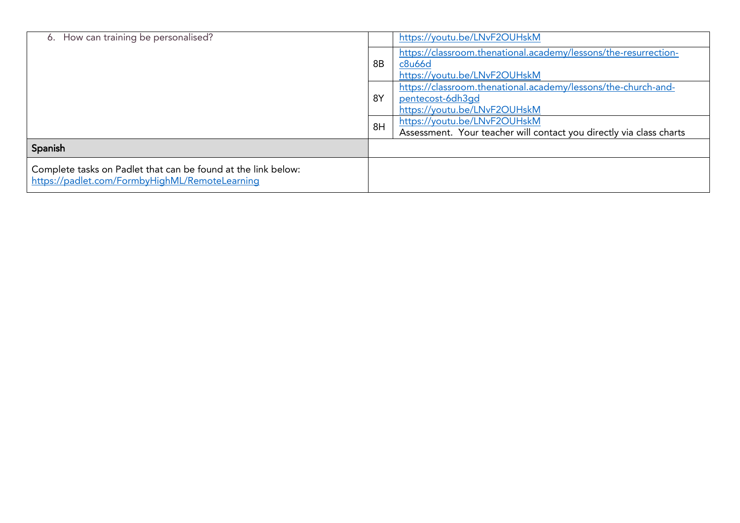| | | |
|---|---|---|
| 6. How can training be personalised? | | https://youtu.be/LNvF2OUHskM |
| | 8B | https://classroom.thenational.academy/lessons/the-resurrection-c8u66d<br>https://youtu.be/LNvF2OUHskM |
| | 8Y | https://classroom.thenational.academy/lessons/the-church-and-pentecost-6dh3gd<br>https://youtu.be/LNvF2OUHskM |
| | 8H | https://youtu.be/LNvF2OUHskM<br>Assessment. Your teacher will contact you directly via class charts |
| **Spanish** | | |
| Complete tasks on Padlet that can be found at the link below:<br>https://padlet.com/FormbyHighML/RemoteLearning | | |